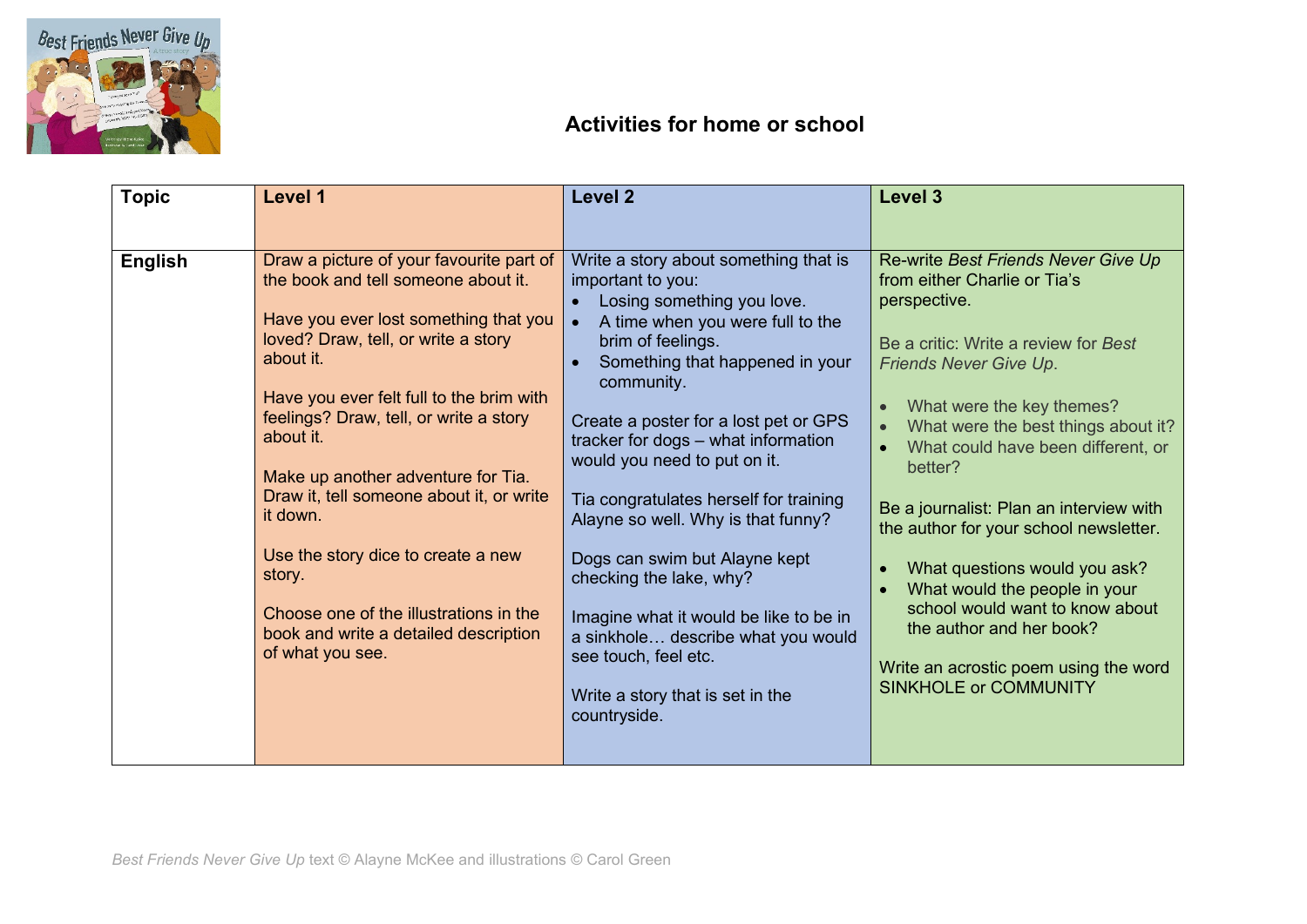## Activities for home or school

| Topic | Level 1 | Level 2 | Level 3 |
|---|---|---|---|
| **English** | Draw a picture of your favourite part of the book and tell someone about it.<br><br>Have you ever lost something that you loved? Draw, tell, or write a story about it.<br><br>Have you ever felt full to the brim with feelings? Draw, tell, or write a story about it.<br><br>Make up another adventure for Tia. Draw it, tell someone about it, or write it down.<br><br>Use the story dice to create a new story.<br><br>Choose one of the illustrations in the book and write a detailed description of what you see. | Write a story about something that is important to you:<br>• Losing something you love.<br>• A time when you were full to the brim of feelings.<br>• Something that happened in your community.<br><br>Create a poster for a lost pet or GPS tracker for dogs – what information would you need to put on it.<br><br>Tia congratulates herself for training Alayne so well. Why is that funny?<br><br>Dogs can swim but Alayne kept checking the lake, why?<br><br>Imagine what it would be like to be in a sinkhole… describe what you would see touch, feel etc.<br><br>Write a story that is set in the countryside. | Re-write *Best Friends Never Give Up* from either Charlie or Tia's perspective.<br><br>Be a critic: Write a review for *Best Friends Never Give Up*.<br>• What were the key themes?<br>• What were the best things about it?<br>• What could have been different, or better?<br><br>Be a journalist: Plan an interview with the author for your school newsletter.<br>• What questions would you ask?<br>• What would the people in your school would want to know about the author and her book?<br><br>Write an acrostic poem using the word SINKHOLE or COMMUNITY |

*Best Friends Never Give Up* text © Alayne McKee and illustrations © Carol Green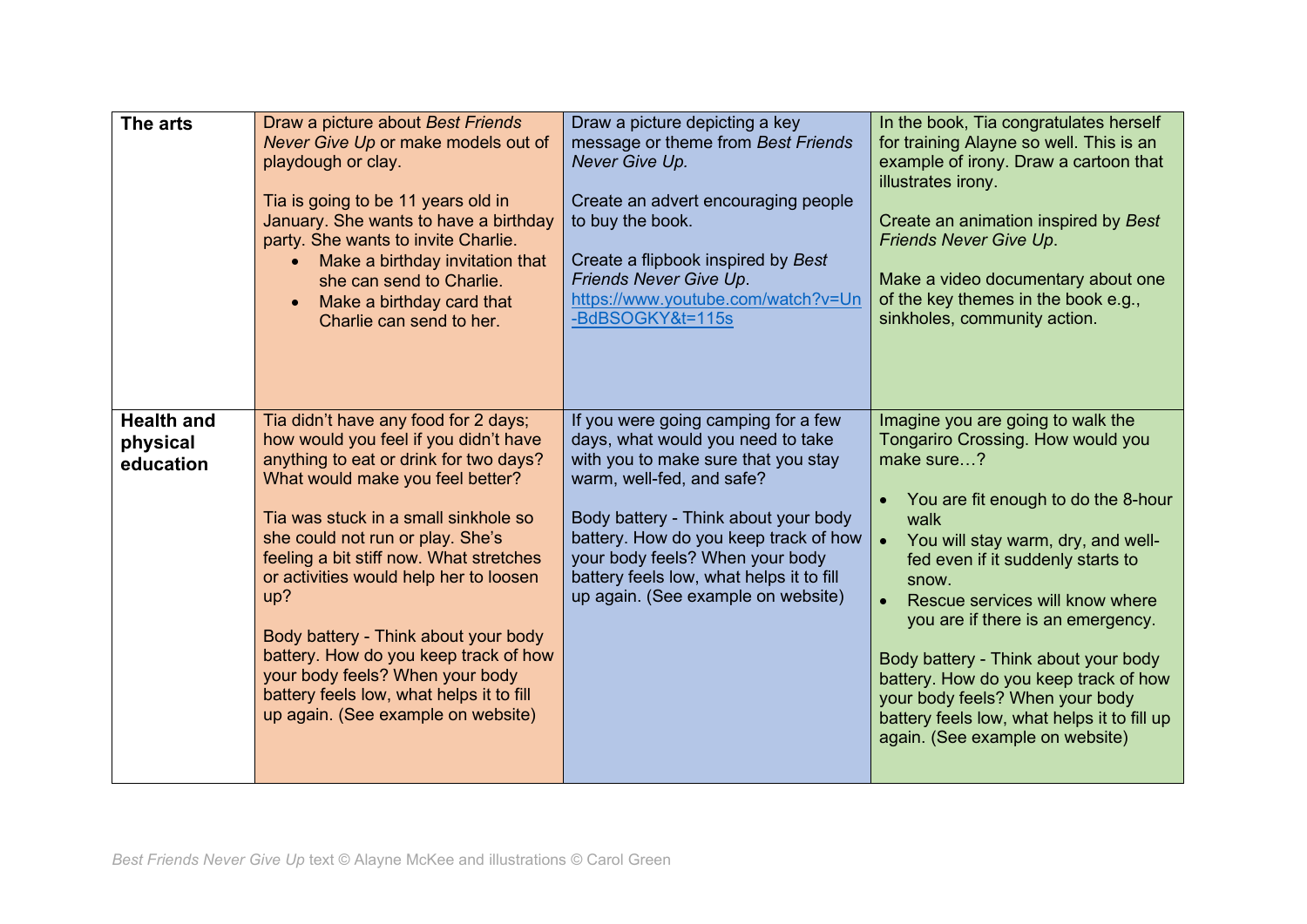| | | | |
|---|---|---|---|
| **The arts** | Draw a picture about *Best Friends Never Give Up* or make models out of playdough or clay.<br><br>Tia is going to be 11 years old in January. She wants to have a birthday party. She wants to invite Charlie.<br>• Make a birthday invitation that she can send to Charlie.<br>• Make a birthday card that Charlie can send to her. | Draw a picture depicting a key message or theme from *Best Friends Never Give Up.*<br><br>Create an advert encouraging people to buy the book.<br><br>Create a flipbook inspired by *Best Friends Never Give Up*.<br>[https://www.youtube.com/watch?v=Un-BdBSOGKY&t=115s](https://www.youtube.com/watch?v=Un-BdBSOGKY&t=115s) | In the book, Tia congratulates herself for training Alayne so well. This is an example of irony. Draw a cartoon that illustrates irony.<br><br>Create an animation inspired by *Best Friends Never Give Up*.<br><br>Make a video documentary about one of the key themes in the book e.g., sinkholes, community action. |
| **Health and physical education** | Tia didn't have any food for 2 days; how would you feel if you didn't have anything to eat or drink for two days? What would make you feel better?<br><br>Tia was stuck in a small sinkhole so she could not run or play. She's feeling a bit stiff now. What stretches or activities would help her to loosen up?<br><br>Body battery - Think about your body battery. How do you keep track of how your body feels? When your body battery feels low, what helps it to fill up again. (See example on website) | If you were going camping for a few days, what would you need to take with you to make sure that you stay warm, well-fed, and safe?<br><br>Body battery - Think about your body battery. How do you keep track of how your body feels? When your body battery feels low, what helps it to fill up again. (See example on website) | Imagine you are going to walk the Tongariro Crossing. How would you make sure…?<br>• You are fit enough to do the 8-hour walk<br>• You will stay warm, dry, and well-fed even if it suddenly starts to snow.<br>• Rescue services will know where you are if there is an emergency.<br><br>Body battery - Think about your body battery. How do you keep track of how your body feels? When your body battery feels low, what helps it to fill up again. (See example on website) |

*Best Friends Never Give Up* text © Alayne McKee and illustrations © Carol Green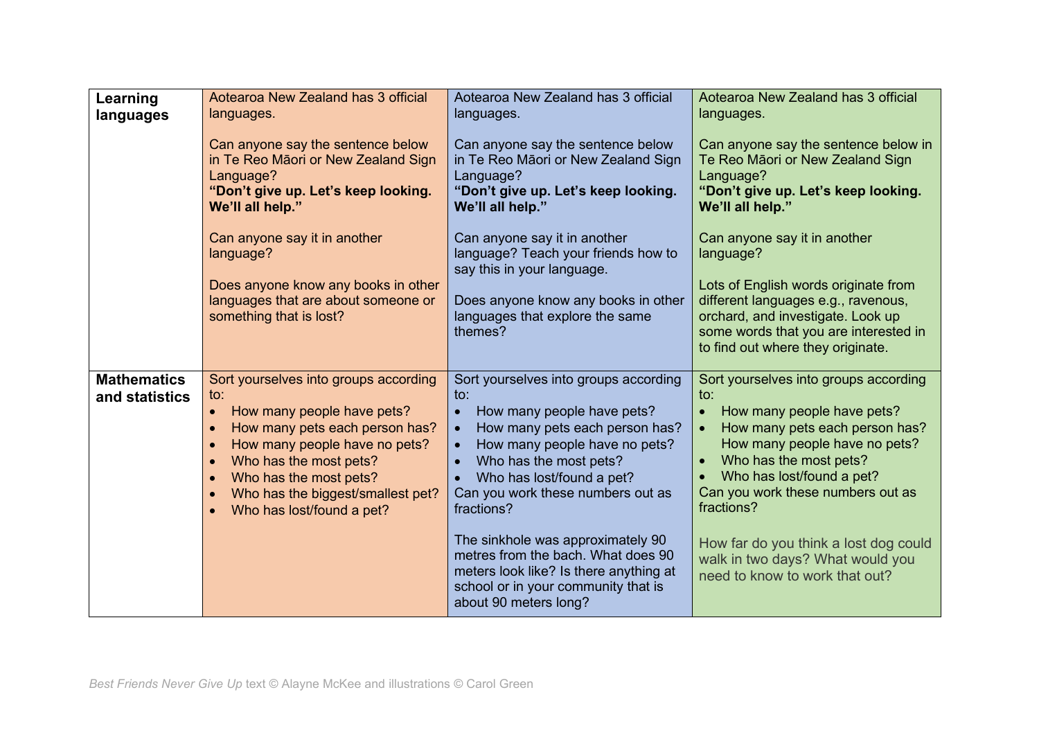| | | | |
|---|---|---|---|
| **Learning languages** | Aotearoa New Zealand has 3 official languages.<br><br>Can anyone say the sentence below in Te Reo Māori or New Zealand Sign Language?<br>**"Don't give up. Let's keep looking. We'll all help."**<br><br>Can anyone say it in another language?<br><br>Does anyone know any books in other languages that are about someone or something that is lost? | Aotearoa New Zealand has 3 official languages.<br><br>Can anyone say the sentence below in Te Reo Māori or New Zealand Sign Language?<br>**"Don't give up. Let's keep looking. We'll all help."**<br><br>Can anyone say it in another language? Teach your friends how to say this in your language.<br><br>Does anyone know any books in other languages that explore the same themes? | Aotearoa New Zealand has 3 official languages.<br><br>Can anyone say the sentence below in Te Reo Māori or New Zealand Sign Language?<br>**"Don't give up. Let's keep looking. We'll all help."**<br><br>Can anyone say it in another language?<br><br>Lots of English words originate from different languages e.g., ravenous, orchard, and investigate. Look up some words that you are interested in to find out where they originate. |
| **Mathematics and statistics** | Sort yourselves into groups according to:<br>• How many people have pets?<br>• How many pets each person has?<br>• How many people have no pets?<br>• Who has the most pets?<br>• Who has the most pets?<br>• Who has the biggest/smallest pet?<br>• Who has lost/found a pet? | Sort yourselves into groups according to:<br>• How many people have pets?<br>• How many pets each person has?<br>• How many people have no pets?<br>• Who has the most pets?<br>• Who has lost/found a pet?<br>Can you work these numbers out as fractions?<br><br>The sinkhole was approximately 90 metres from the bach. What does 90 meters look like? Is there anything at school or in your community that is about 90 meters long? | Sort yourselves into groups according to:<br>• How many people have pets?<br>• How many pets each person has? How many people have no pets?<br>• Who has the most pets?<br>• Who has lost/found a pet?<br>Can you work these numbers out as fractions?<br><br>How far do you think a lost dog could walk in two days? What would you need to know to work that out? |

*Best Friends Never Give Up* text © Alayne McKee and illustrations © Carol Green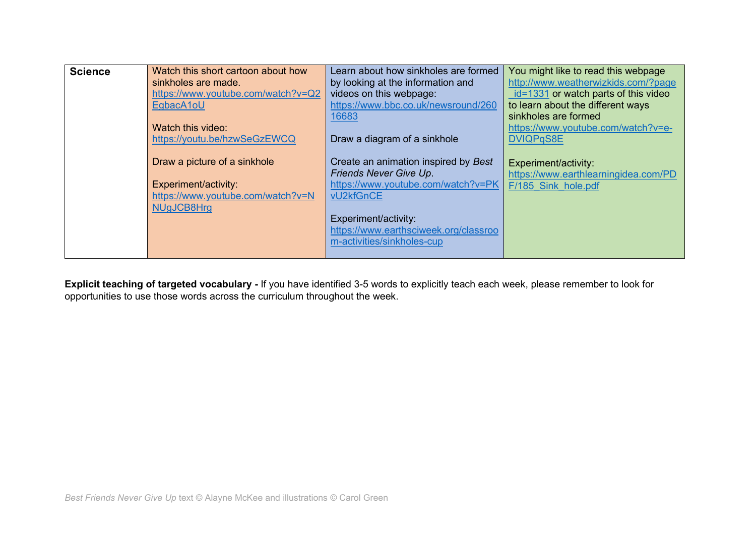| | | | |
|---|---|---|---|
| **Science** | Watch this short cartoon about how sinkholes are made. https://www.youtube.com/watch?v=Q2EgbacA1oU<br><br>Watch this video: https://youtu.be/hzwSeGzEWCQ<br><br>Draw a picture of a sinkhole<br><br>Experiment/activity: https://www.youtube.com/watch?v=NNUgJCB8Hrg | Learn about how sinkholes are formed by looking at the information and videos on this webpage: https://www.bbc.co.uk/newsround/26016683<br><br>Draw a diagram of a sinkhole<br><br>Create an animation inspired by *Best Friends Never Give Up*. https://www.youtube.com/watch?v=PKvU2kfGnCE<br><br>Experiment/activity: https://www.earthsciweek.org/classroom-activities/sinkholes-cup | You might like to read this webpage http://www.weatherwizkids.com/?page_id=1331 or watch parts of this video to learn about the different ways sinkholes are formed https://www.youtube.com/watch?v=e-DVIQPqS8E<br><br>Experiment/activity: https://www.earthlearningidea.com/PDF/185_Sink_hole.pdf |

**Explicit teaching of targeted vocabulary -** If you have identified 3-5 words to explicitly teach each week, please remember to look for opportunities to use those words across the curriculum throughout the week.

*Best Friends Never Give Up* text © Alayne McKee and illustrations © Carol Green